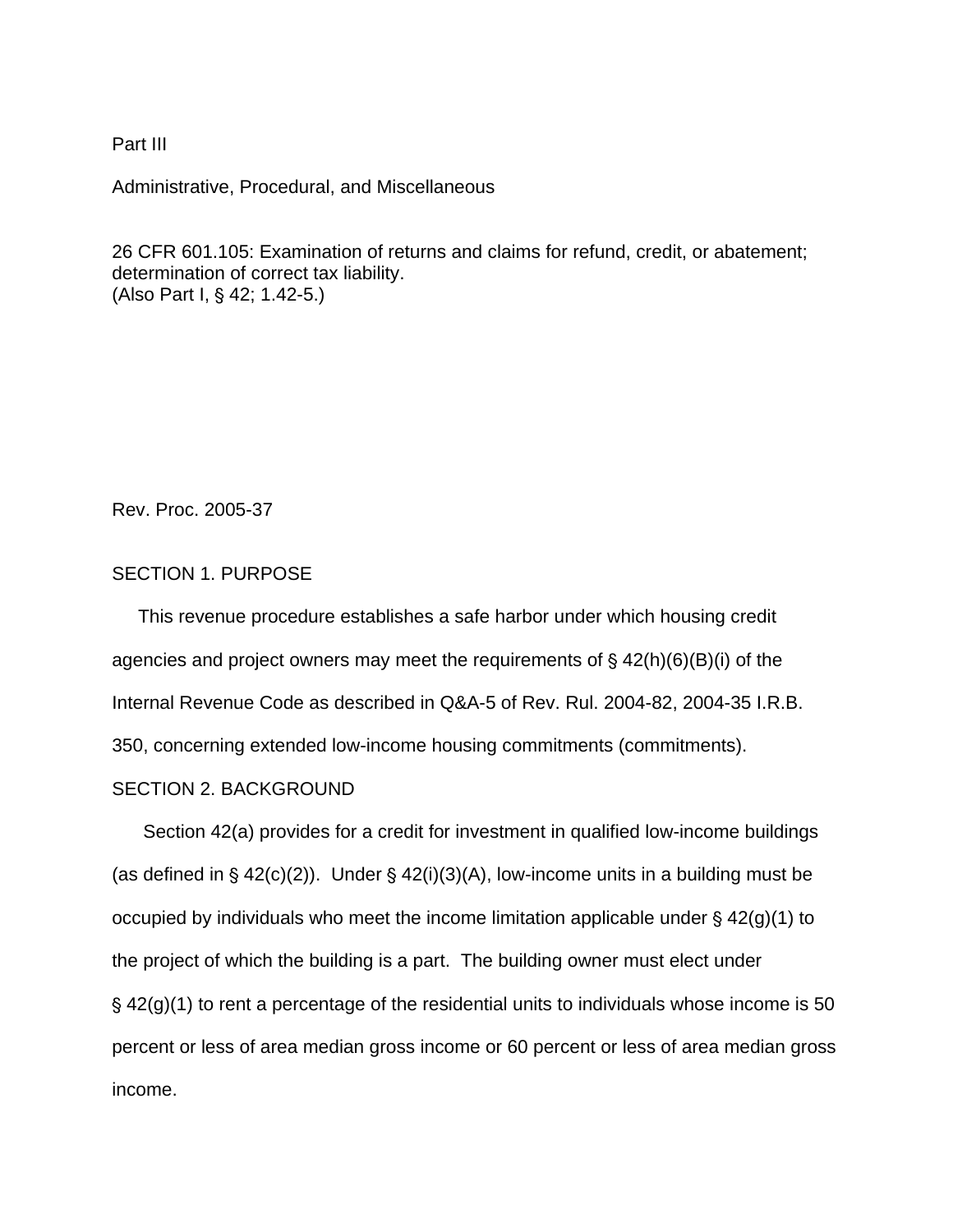Part III

Administrative, Procedural, and Miscellaneous

26 CFR 601.105: Examination of returns and claims for refund, credit, or abatement; determination of correct tax liability.
(Also Part I, § 42; 1.42-5.)

Rev. Proc. 2005-37

## SECTION 1. PURPOSE

This revenue procedure establishes a safe harbor under which housing credit agencies and project owners may meet the requirements of § 42(h)(6)(B)(i) of the Internal Revenue Code as described in Q&A-5 of Rev. Rul. 2004-82, 2004-35 I.R.B. 350, concerning extended low-income housing commitments (commitments).

## SECTION 2. BACKGROUND

Section 42(a) provides for a credit for investment in qualified low-income buildings (as defined in § 42(c)(2)). Under § 42(i)(3)(A), low-income units in a building must be occupied by individuals who meet the income limitation applicable under § 42(g)(1) to the project of which the building is a part. The building owner must elect under § 42(g)(1) to rent a percentage of the residential units to individuals whose income is 50 percent or less of area median gross income or 60 percent or less of area median gross income.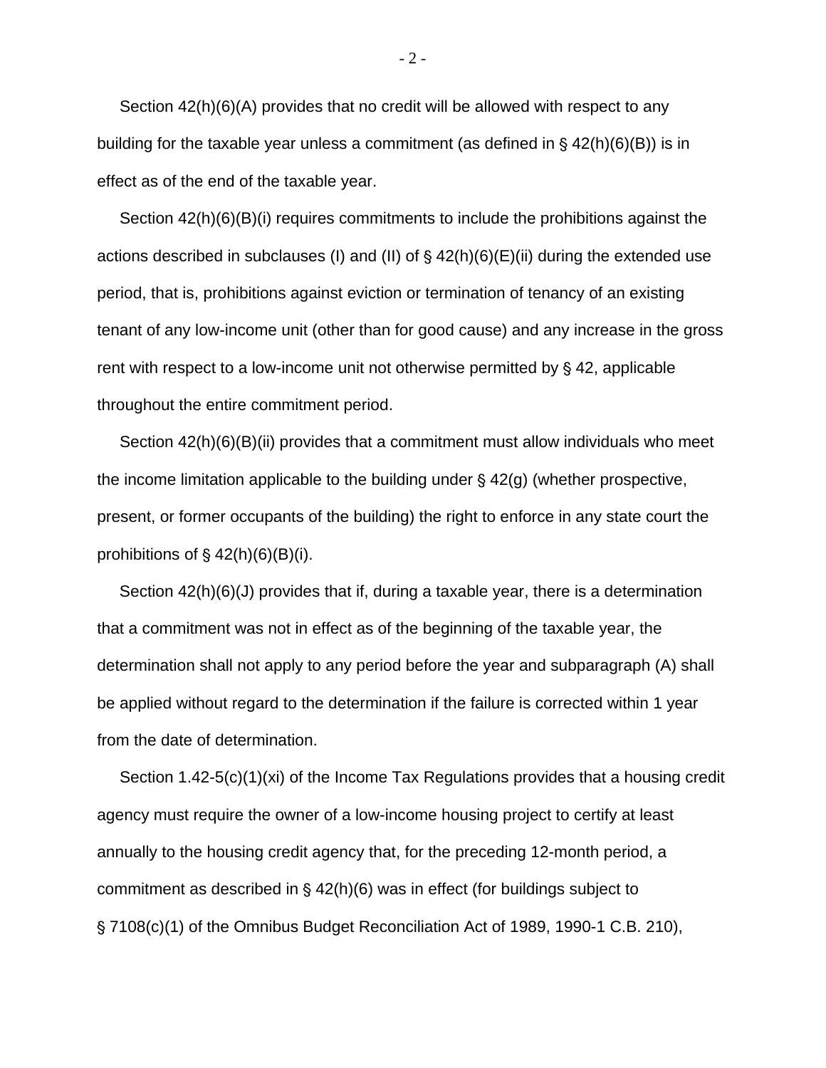Section 42(h)(6)(A) provides that no credit will be allowed with respect to any building for the taxable year unless a commitment (as defined in § 42(h)(6)(B)) is in effect as of the end of the taxable year.

Section 42(h)(6)(B)(i) requires commitments to include the prohibitions against the actions described in subclauses (I) and (II) of § 42(h)(6)(E)(ii) during the extended use period, that is, prohibitions against eviction or termination of tenancy of an existing tenant of any low-income unit (other than for good cause) and any increase in the gross rent with respect to a low-income unit not otherwise permitted by § 42, applicable throughout the entire commitment period.

Section 42(h)(6)(B)(ii) provides that a commitment must allow individuals who meet the income limitation applicable to the building under § 42(g) (whether prospective, present, or former occupants of the building) the right to enforce in any state court the prohibitions of § 42(h)(6)(B)(i).

Section 42(h)(6)(J) provides that if, during a taxable year, there is a determination that a commitment was not in effect as of the beginning of the taxable year, the determination shall not apply to any period before the year and subparagraph (A) shall be applied without regard to the determination if the failure is corrected within 1 year from the date of determination.

Section 1.42-5(c)(1)(xi) of the Income Tax Regulations provides that a housing credit agency must require the owner of a low-income housing project to certify at least annually to the housing credit agency that, for the preceding 12-month period, a commitment as described in § 42(h)(6) was in effect (for buildings subject to § 7108(c)(1) of the Omnibus Budget Reconciliation Act of 1989, 1990-1 C.B. 210),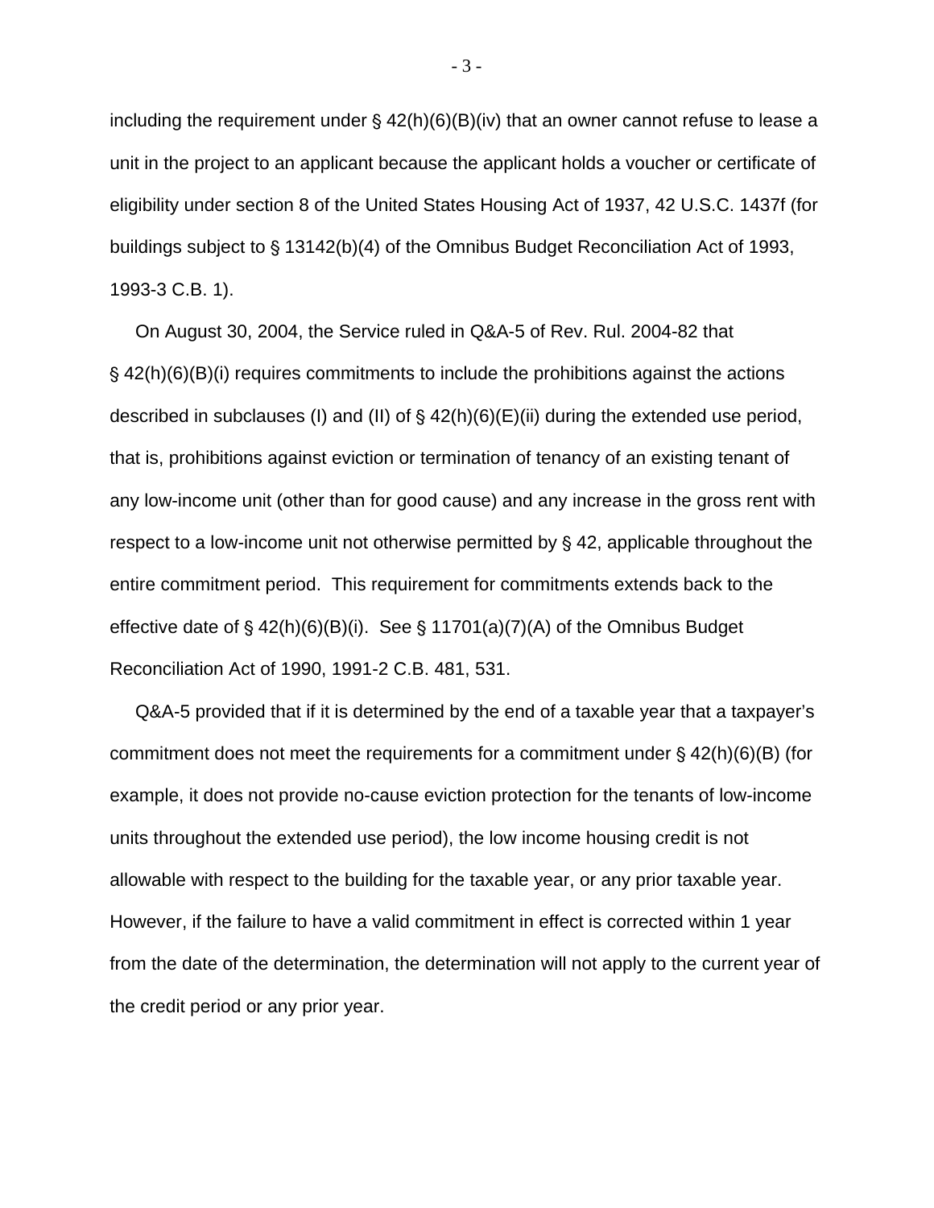including the requirement under § 42(h)(6)(B)(iv) that an owner cannot refuse to lease a unit in the project to an applicant because the applicant holds a voucher or certificate of eligibility under section 8 of the United States Housing Act of 1937, 42 U.S.C. 1437f (for buildings subject to § 13142(b)(4) of the Omnibus Budget Reconciliation Act of 1993, 1993-3 C.B. 1).

On August 30, 2004, the Service ruled in Q&A-5 of Rev. Rul. 2004-82 that § 42(h)(6)(B)(i) requires commitments to include the prohibitions against the actions described in subclauses (I) and (II) of § 42(h)(6)(E)(ii) during the extended use period, that is, prohibitions against eviction or termination of tenancy of an existing tenant of any low-income unit (other than for good cause) and any increase in the gross rent with respect to a low-income unit not otherwise permitted by § 42, applicable throughout the entire commitment period. This requirement for commitments extends back to the effective date of § 42(h)(6)(B)(i). See § 11701(a)(7)(A) of the Omnibus Budget Reconciliation Act of 1990, 1991-2 C.B. 481, 531.

Q&A-5 provided that if it is determined by the end of a taxable year that a taxpayer's commitment does not meet the requirements for a commitment under § 42(h)(6)(B) (for example, it does not provide no-cause eviction protection for the tenants of low-income units throughout the extended use period), the low income housing credit is not allowable with respect to the building for the taxable year, or any prior taxable year. However, if the failure to have a valid commitment in effect is corrected within 1 year from the date of the determination, the determination will not apply to the current year of the credit period or any prior year.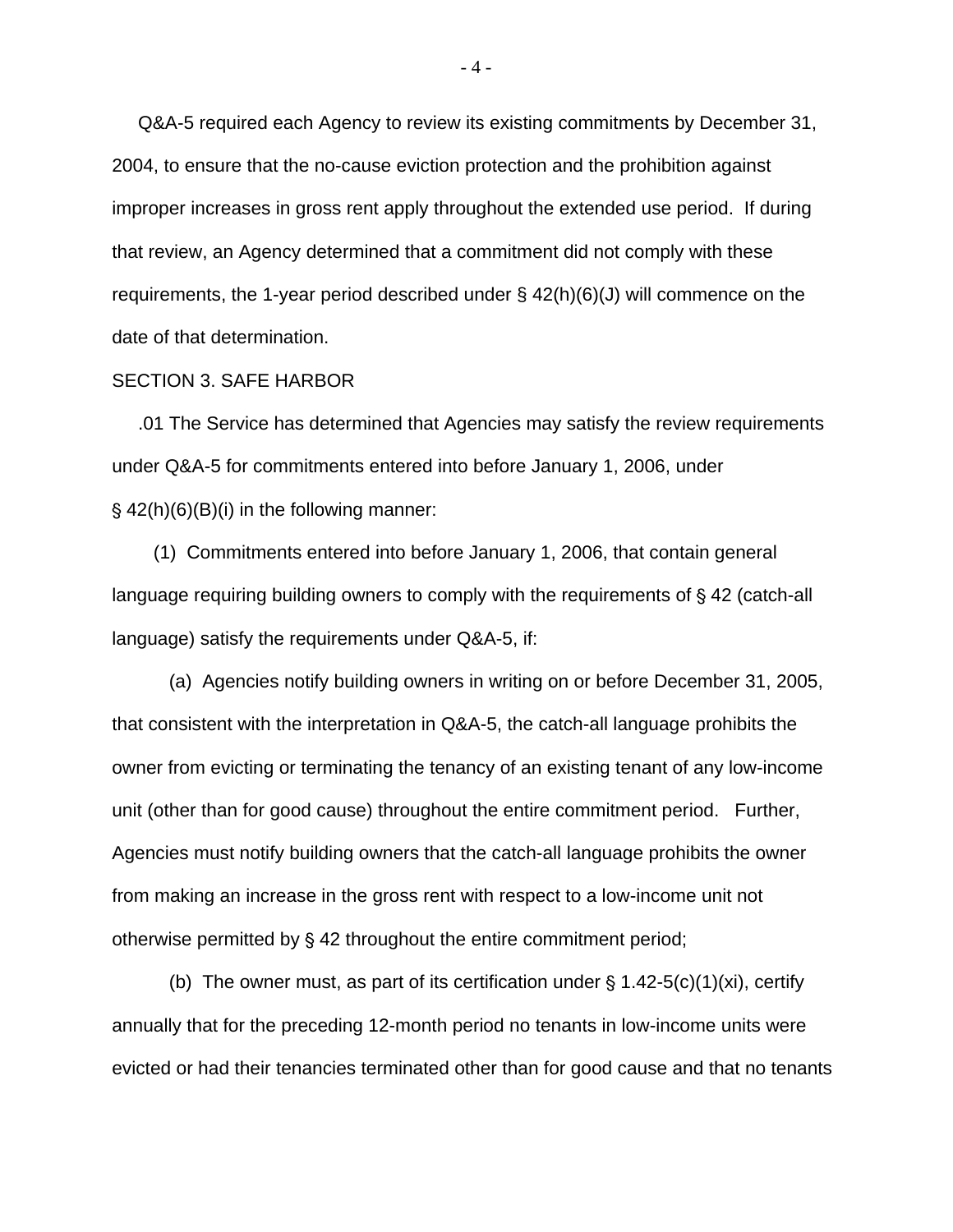Q&A-5 required each Agency to review its existing commitments by December 31, 2004, to ensure that the no-cause eviction protection and the prohibition against improper increases in gross rent apply throughout the extended use period. If during that review, an Agency determined that a commitment did not comply with these requirements, the 1-year period described under § 42(h)(6)(J) will commence on the date of that determination.

SECTION 3. SAFE HARBOR

.01 The Service has determined that Agencies may satisfy the review requirements under Q&A-5 for commitments entered into before January 1, 2006, under § 42(h)(6)(B)(i) in the following manner:

(1) Commitments entered into before January 1, 2006, that contain general language requiring building owners to comply with the requirements of § 42 (catch-all language) satisfy the requirements under Q&A-5, if:

(a) Agencies notify building owners in writing on or before December 31, 2005, that consistent with the interpretation in Q&A-5, the catch-all language prohibits the owner from evicting or terminating the tenancy of an existing tenant of any low-income unit (other than for good cause) throughout the entire commitment period. Further, Agencies must notify building owners that the catch-all language prohibits the owner from making an increase in the gross rent with respect to a low-income unit not otherwise permitted by § 42 throughout the entire commitment period;

(b) The owner must, as part of its certification under § 1.42-5(c)(1)(xi), certify annually that for the preceding 12-month period no tenants in low-income units were evicted or had their tenancies terminated other than for good cause and that no tenants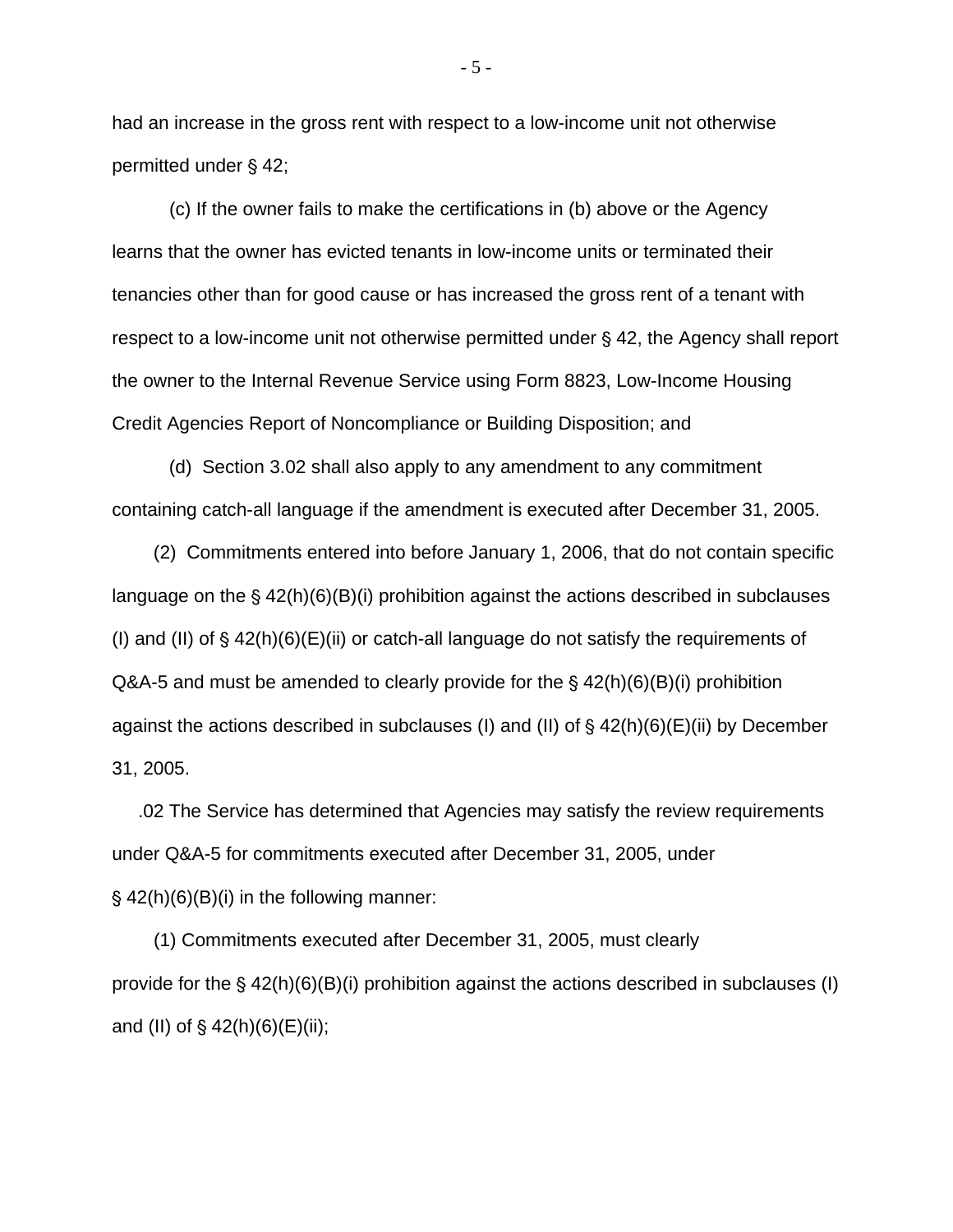had an increase in the gross rent with respect to a low-income unit not otherwise permitted under § 42;

(c) If the owner fails to make the certifications in (b) above or the Agency learns that the owner has evicted tenants in low-income units or terminated their tenancies other than for good cause or has increased the gross rent of a tenant with respect to a low-income unit not otherwise permitted under § 42, the Agency shall report the owner to the Internal Revenue Service using Form 8823, Low-Income Housing Credit Agencies Report of Noncompliance or Building Disposition; and

(d) Section 3.02 shall also apply to any amendment to any commitment containing catch-all language if the amendment is executed after December 31, 2005.

(2) Commitments entered into before January 1, 2006, that do not contain specific language on the § 42(h)(6)(B)(i) prohibition against the actions described in subclauses (I) and (II) of § 42(h)(6)(E)(ii) or catch-all language do not satisfy the requirements of Q&A-5 and must be amended to clearly provide for the § 42(h)(6)(B)(i) prohibition against the actions described in subclauses (I) and (II) of § 42(h)(6)(E)(ii) by December 31, 2005.

.02 The Service has determined that Agencies may satisfy the review requirements under Q&A-5 for commitments executed after December 31, 2005, under § 42(h)(6)(B)(i) in the following manner:

(1) Commitments executed after December 31, 2005, must clearly provide for the § 42(h)(6)(B)(i) prohibition against the actions described in subclauses (I) and (II) of § 42(h)(6)(E)(ii);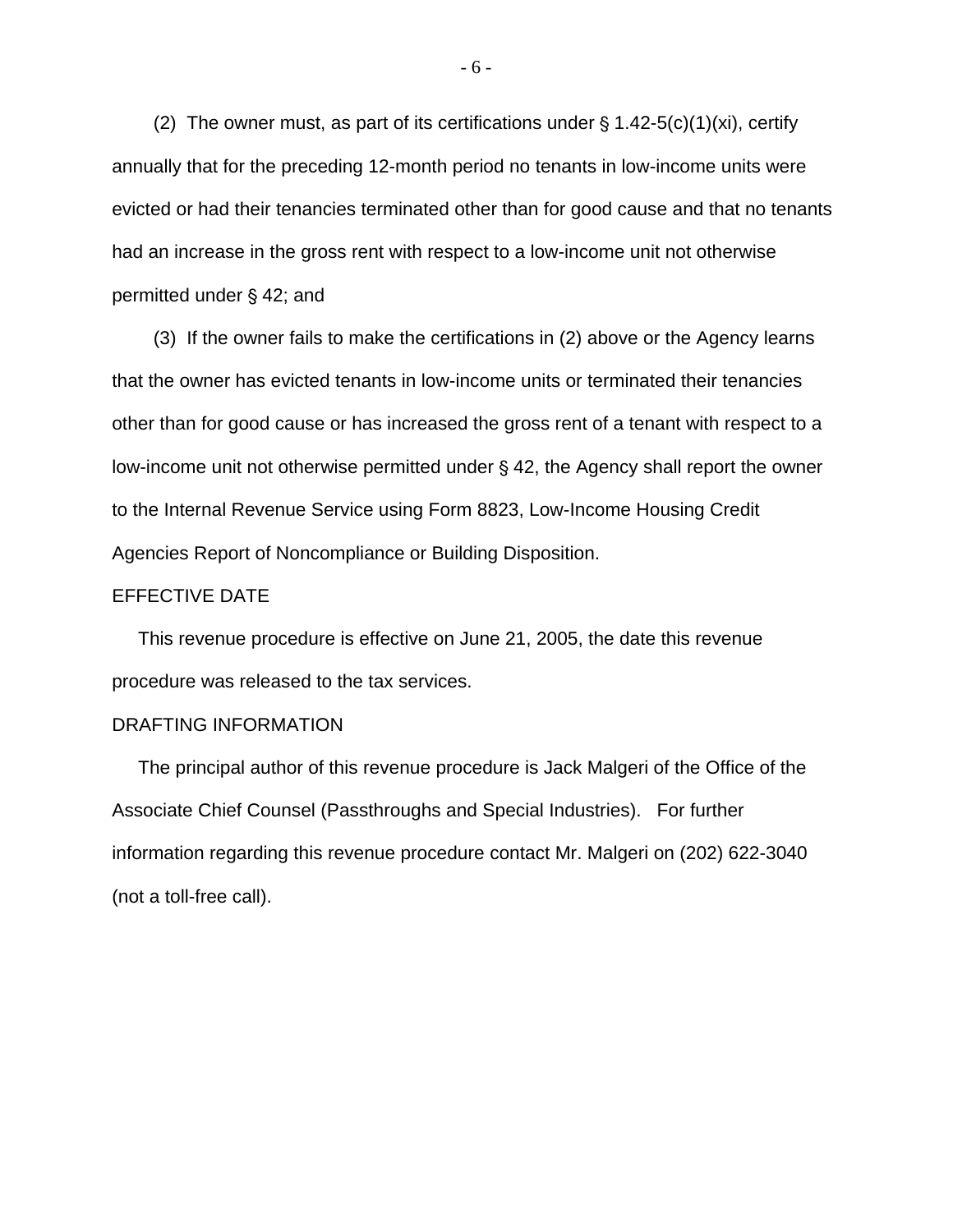(2) The owner must, as part of its certifications under § 1.42-5(c)(1)(xi), certify annually that for the preceding 12-month period no tenants in low-income units were evicted or had their tenancies terminated other than for good cause and that no tenants had an increase in the gross rent with respect to a low-income unit not otherwise permitted under § 42; and

(3) If the owner fails to make the certifications in (2) above or the Agency learns that the owner has evicted tenants in low-income units or terminated their tenancies other than for good cause or has increased the gross rent of a tenant with respect to a low-income unit not otherwise permitted under § 42, the Agency shall report the owner to the Internal Revenue Service using Form 8823, Low-Income Housing Credit Agencies Report of Noncompliance or Building Disposition.

## EFFECTIVE DATE

This revenue procedure is effective on June 21, 2005, the date this revenue procedure was released to the tax services.

## DRAFTING INFORMATION

The principal author of this revenue procedure is Jack Malgeri of the Office of the Associate Chief Counsel (Passthroughs and Special Industries). For further information regarding this revenue procedure contact Mr. Malgeri on (202) 622-3040 (not a toll-free call).